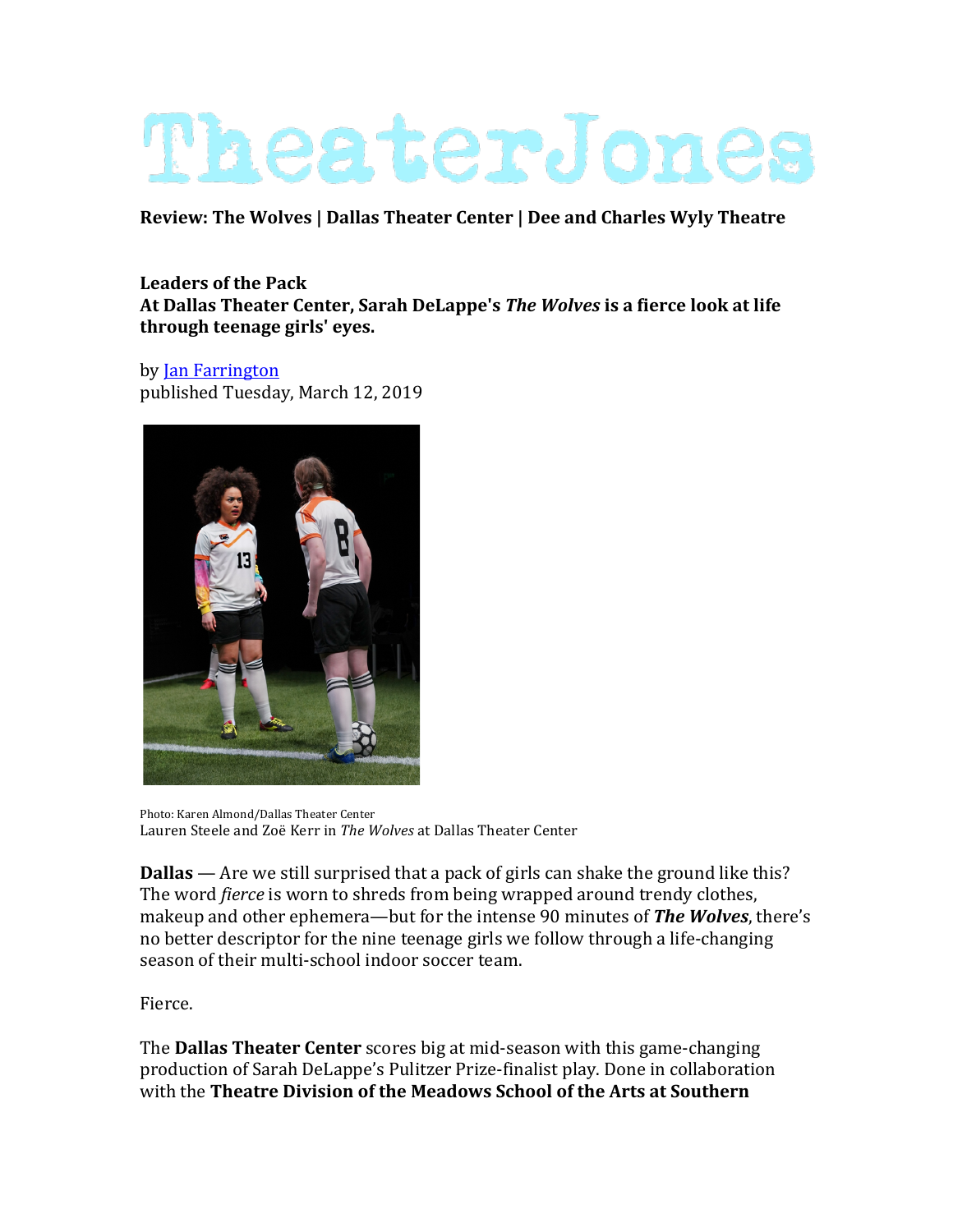# TheaterJones

**Review: The Wolves | Dallas Theater Center | Dee and Charles Wyly Theatre**

**Leaders of the Pack**
**At Dallas Theater Center, Sarah DeLappe's *The Wolves* is a fierce look at life through teenage girls' eyes.**

by [Jan Farrington]
published Tuesday, March 12, 2019

Photo: Karen Almond/Dallas Theater Center
Lauren Steele and Zoë Kerr in *The Wolves* at Dallas Theater Center

**Dallas** — Are we still surprised that a pack of girls can shake the ground like this? The word *fierce* is worn to shreds from being wrapped around trendy clothes, makeup and other ephemera—but for the intense 90 minutes of ***The Wolves***, there's no better descriptor for the nine teenage girls we follow through a life-changing season of their multi-school indoor soccer team.

Fierce.

The **Dallas Theater Center** scores big at mid-season with this game-changing production of Sarah DeLappe's Pulitzer Prize-finalist play. Done in collaboration with the **Theatre Division of the Meadows School of the Arts at Southern**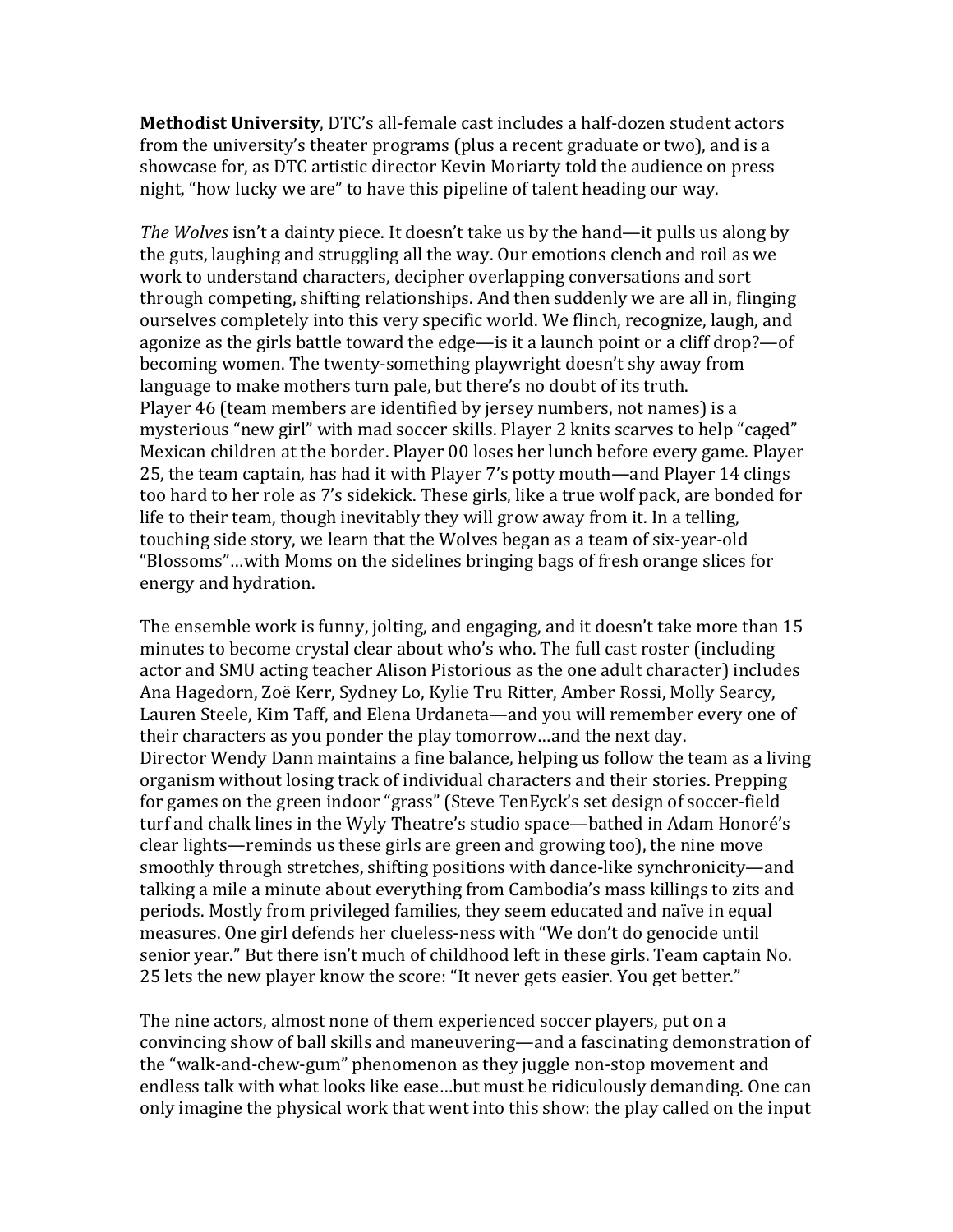**Methodist University**, DTC's all-female cast includes a half-dozen student actors from the university's theater programs (plus a recent graduate or two), and is a showcase for, as DTC artistic director Kevin Moriarty told the audience on press night, "how lucky we are" to have this pipeline of talent heading our way.

*The Wolves* isn't a dainty piece. It doesn't take us by the hand—it pulls us along by the guts, laughing and struggling all the way. Our emotions clench and roil as we work to understand characters, decipher overlapping conversations and sort through competing, shifting relationships. And then suddenly we are all in, flinging ourselves completely into this very specific world. We flinch, recognize, laugh, and agonize as the girls battle toward the edge—is it a launch point or a cliff drop?—of becoming women. The twenty-something playwright doesn't shy away from language to make mothers turn pale, but there's no doubt of its truth.
Player 46 (team members are identified by jersey numbers, not names) is a mysterious "new girl" with mad soccer skills. Player 2 knits scarves to help "caged" Mexican children at the border. Player 00 loses her lunch before every game. Player 25, the team captain, has had it with Player 7's potty mouth—and Player 14 clings too hard to her role as 7's sidekick. These girls, like a true wolf pack, are bonded for life to their team, though inevitably they will grow away from it. In a telling, touching side story, we learn that the Wolves began as a team of six-year-old "Blossoms"…with Moms on the sidelines bringing bags of fresh orange slices for energy and hydration.

The ensemble work is funny, jolting, and engaging, and it doesn't take more than 15 minutes to become crystal clear about who's who. The full cast roster (including actor and SMU acting teacher Alison Pistorious as the one adult character) includes Ana Hagedorn, Zoë Kerr, Sydney Lo, Kylie Tru Ritter, Amber Rossi, Molly Searcy, Lauren Steele, Kim Taff, and Elena Urdaneta—and you will remember every one of their characters as you ponder the play tomorrow…and the next day.
Director Wendy Dann maintains a fine balance, helping us follow the team as a living organism without losing track of individual characters and their stories. Prepping for games on the green indoor "grass" (Steve TenEyck's set design of soccer-field turf and chalk lines in the Wyly Theatre's studio space—bathed in Adam Honoré's clear lights—reminds us these girls are green and growing too), the nine move smoothly through stretches, shifting positions with dance-like synchronicity—and talking a mile a minute about everything from Cambodia's mass killings to zits and periods. Mostly from privileged families, they seem educated and naïve in equal measures. One girl defends her clueless-ness with "We don't do genocide until senior year." But there isn't much of childhood left in these girls. Team captain No. 25 lets the new player know the score: "It never gets easier. You get better."

The nine actors, almost none of them experienced soccer players, put on a convincing show of ball skills and maneuvering—and a fascinating demonstration of the "walk-and-chew-gum" phenomenon as they juggle non-stop movement and endless talk with what looks like ease…but must be ridiculously demanding. One can only imagine the physical work that went into this show: the play called on the input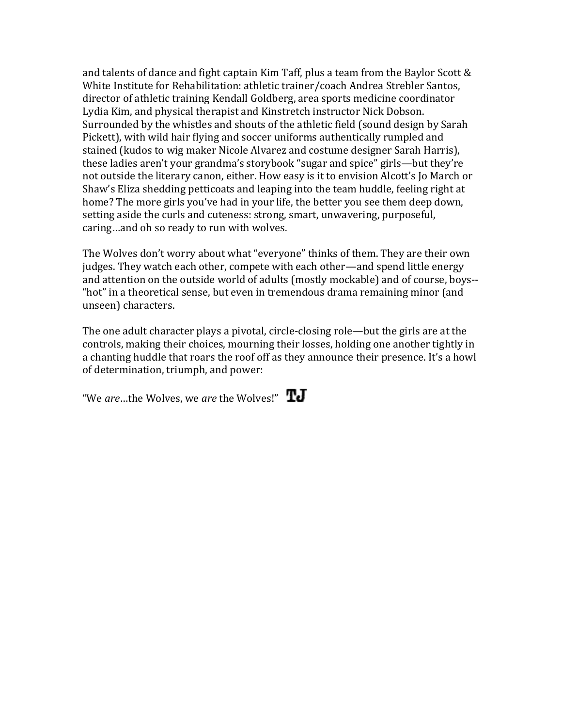and talents of dance and fight captain Kim Taff, plus a team from the Baylor Scott & White Institute for Rehabilitation: athletic trainer/coach Andrea Strebler Santos, director of athletic training Kendall Goldberg, area sports medicine coordinator Lydia Kim, and physical therapist and Kinstretch instructor Nick Dobson. Surrounded by the whistles and shouts of the athletic field (sound design by Sarah Pickett), with wild hair flying and soccer uniforms authentically rumpled and stained (kudos to wig maker Nicole Alvarez and costume designer Sarah Harris), these ladies aren't your grandma's storybook "sugar and spice" girls—but they're not outside the literary canon, either. How easy is it to envision Alcott's Jo March or Shaw's Eliza shedding petticoats and leaping into the team huddle, feeling right at home? The more girls you've had in your life, the better you see them deep down, setting aside the curls and cuteness: strong, smart, unwavering, purposeful, caring…and oh so ready to run with wolves.

The Wolves don't worry about what "everyone" thinks of them. They are their own judges. They watch each other, compete with each other—and spend little energy and attention on the outside world of adults (mostly mockable) and of course, boys--"hot" in a theoretical sense, but even in tremendous drama remaining minor (and unseen) characters.

The one adult character plays a pivotal, circle-closing role—but the girls are at the controls, making their choices, mourning their losses, holding one another tightly in a chanting huddle that roars the roof off as they announce their presence. It's a howl of determination, triumph, and power:

"We *are*…the Wolves, we *are* the Wolves!" **TJ**